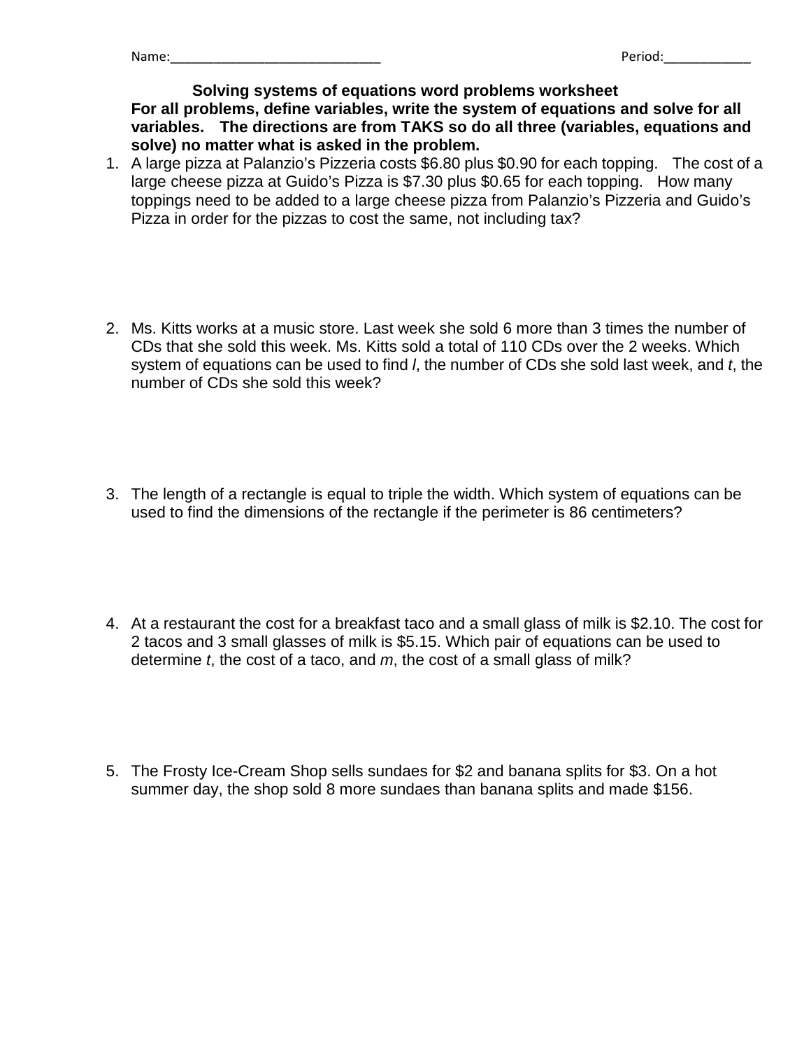Name:______________________________ Period:____________

## Solving systems of equations word problems worksheet

**For all problems, define variables, write the system of equations and solve for all variables. The directions are from TAKS so do all three (variables, equations and solve) no matter what is asked in the problem.**

1. A large pizza at Palanzio's Pizzeria costs $6.80 plus $0.90 for each topping. The cost of a large cheese pizza at Guido's Pizza is $7.30 plus $0.65 for each topping. How many toppings need to be added to a large cheese pizza from Palanzio's Pizzeria and Guido's Pizza in order for the pizzas to cost the same, not including tax?

2. Ms. Kitts works at a music store. Last week she sold 6 more than 3 times the number of CDs that she sold this week. Ms. Kitts sold a total of 110 CDs over the 2 weeks. Which system of equations can be used to find $l$, the number of CDs she sold last week, and $t$, the number of CDs she sold this week?

3. The length of a rectangle is equal to triple the width. Which system of equations can be used to find the dimensions of the rectangle if the perimeter is 86 centimeters?

4. At a restaurant the cost for a breakfast taco and a small glass of milk is $2.10. The cost for 2 tacos and 3 small glasses of milk is $5.15. Which pair of equations can be used to determine $t$, the cost of a taco, and $m$, the cost of a small glass of milk?

5. The Frosty Ice-Cream Shop sells sundaes for $2 and banana splits for $3. On a hot summer day, the shop sold 8 more sundaes than banana splits and made $156.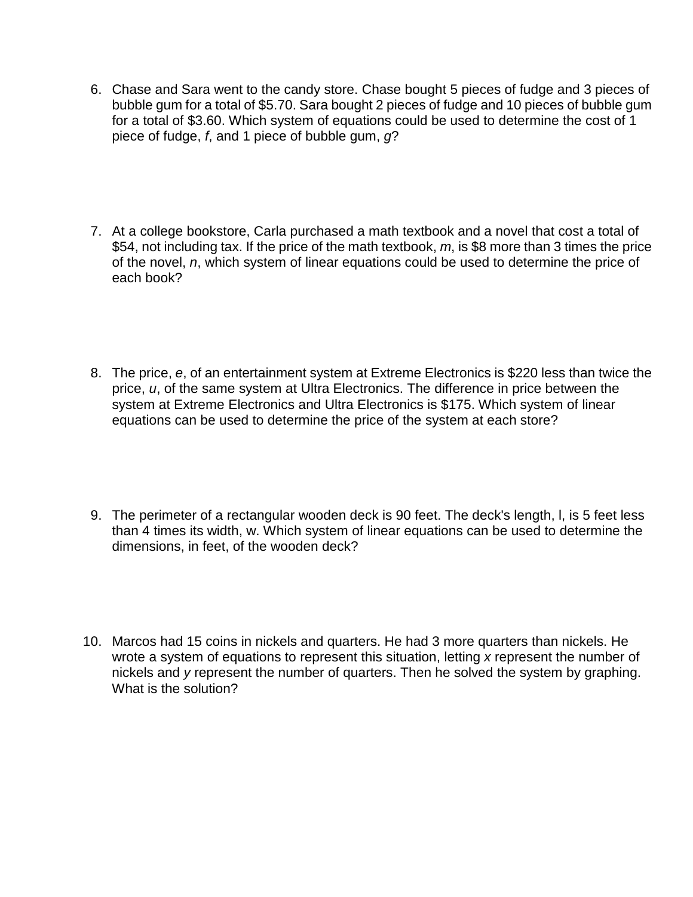6. Chase and Sara went to the candy store. Chase bought 5 pieces of fudge and 3 pieces of bubble gum for a total of $5.70. Sara bought 2 pieces of fudge and 10 pieces of bubble gum for a total of $3.60. Which system of equations could be used to determine the cost of 1 piece of fudge, $f$, and 1 piece of bubble gum, $g$?

7. At a college bookstore, Carla purchased a math textbook and a novel that cost a total of $54, not including tax. If the price of the math textbook, $m$, is $8 more than 3 times the price of the novel, $n$, which system of linear equations could be used to determine the price of each book?

8. The price, $e$, of an entertainment system at Extreme Electronics is $220 less than twice the price, $u$, of the same system at Ultra Electronics. The difference in price between the system at Extreme Electronics and Ultra Electronics is $175. Which system of linear equations can be used to determine the price of the system at each store?

9. The perimeter of a rectangular wooden deck is 90 feet. The deck's length, l, is 5 feet less than 4 times its width, w. Which system of linear equations can be used to determine the dimensions, in feet, of the wooden deck?

10. Marcos had 15 coins in nickels and quarters. He had 3 more quarters than nickels. He wrote a system of equations to represent this situation, letting $x$ represent the number of nickels and $y$ represent the number of quarters. Then he solved the system by graphing. What is the solution?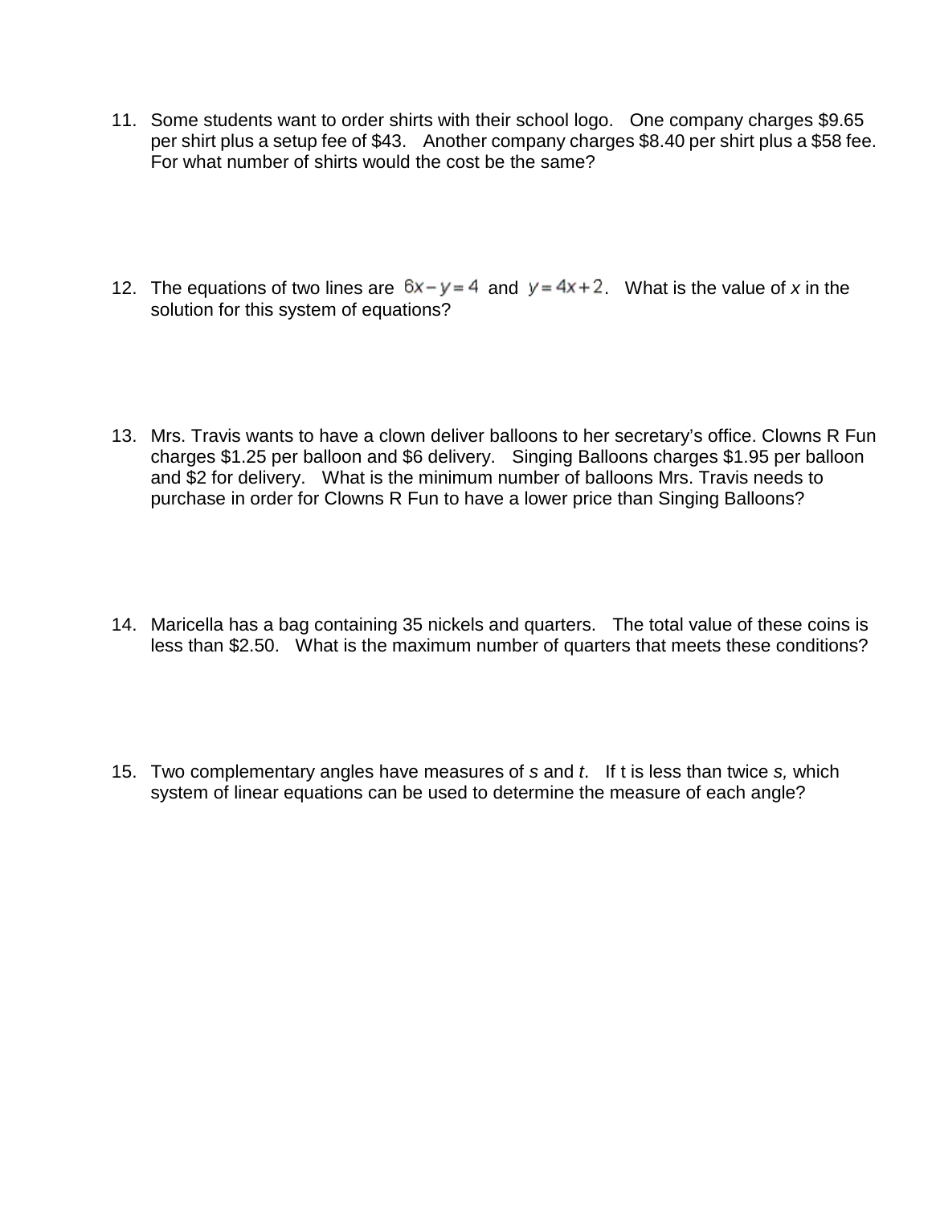11. Some students want to order shirts with their school logo. One company charges \$9.65 per shirt plus a setup fee of \$43. Another company charges \$8.40 per shirt plus a \$58 fee. For what number of shirts would the cost be the same?

12. The equations of two lines are $6x - y = 4$ and $y = 4x + 2$. What is the value of *x* in the solution for this system of equations?

13. Mrs. Travis wants to have a clown deliver balloons to her secretary's office. Clowns R Fun charges \$1.25 per balloon and \$6 delivery. Singing Balloons charges \$1.95 per balloon and \$2 for delivery. What is the minimum number of balloons Mrs. Travis needs to purchase in order for Clowns R Fun to have a lower price than Singing Balloons?

14. Maricella has a bag containing 35 nickels and quarters. The total value of these coins is less than \$2.50. What is the maximum number of quarters that meets these conditions?

15. Two complementary angles have measures of *s* and *t*. If t is less than twice *s,* which system of linear equations can be used to determine the measure of each angle?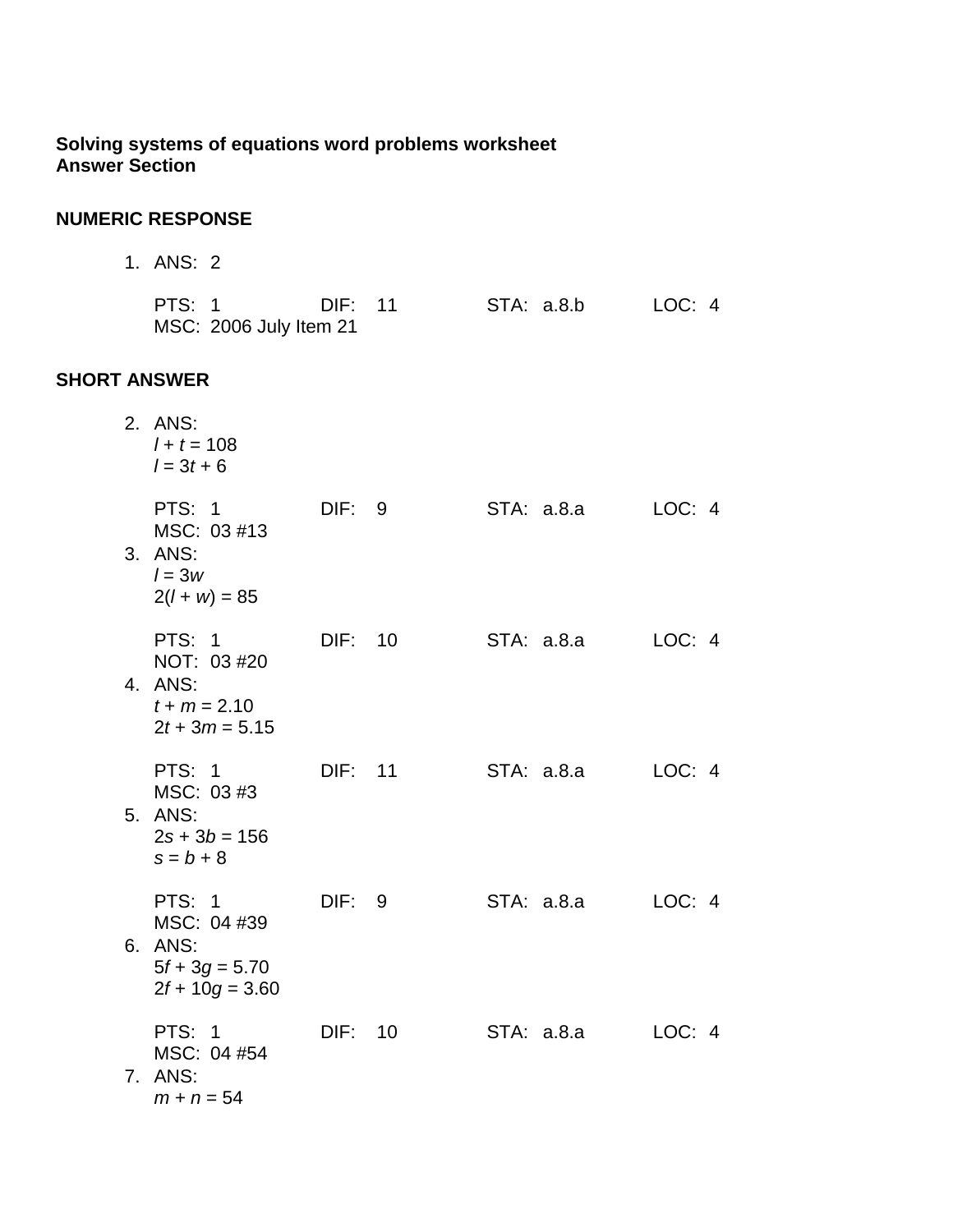**Solving systems of equations word problems worksheet**
**Answer Section**

**NUMERIC RESPONSE**

1. ANS: 2

   PTS: 1 DIF: 11 STA: a.8.b LOC: 4
   MSC: 2006 July Item 21

**SHORT ANSWER**

2. ANS:
   $l + t = 108$
   $l = 3t + 6$

   PTS: 1 DIF: 9 STA: a.8.a LOC: 4
   MSC: 03 #13

3. ANS:
   $l = 3w$
   $2(l + w) = 85$

   PTS: 1 DIF: 10 STA: a.8.a LOC: 4
   NOT: 03 #20

4. ANS:
   $t + m = 2.10$
   $2t + 3m = 5.15$

   PTS: 1 DIF: 11 STA: a.8.a LOC: 4
   MSC: 03 #3

5. ANS:
   $2s + 3b = 156$
   $s = b + 8$

   PTS: 1 DIF: 9 STA: a.8.a LOC: 4
   MSC: 04 #39

6. ANS:
   $5f + 3g = 5.70$
   $2f + 10g = 3.60$

   PTS: 1 DIF: 10 STA: a.8.a LOC: 4
   MSC: 04 #54

7. ANS:
   $m + n = 54$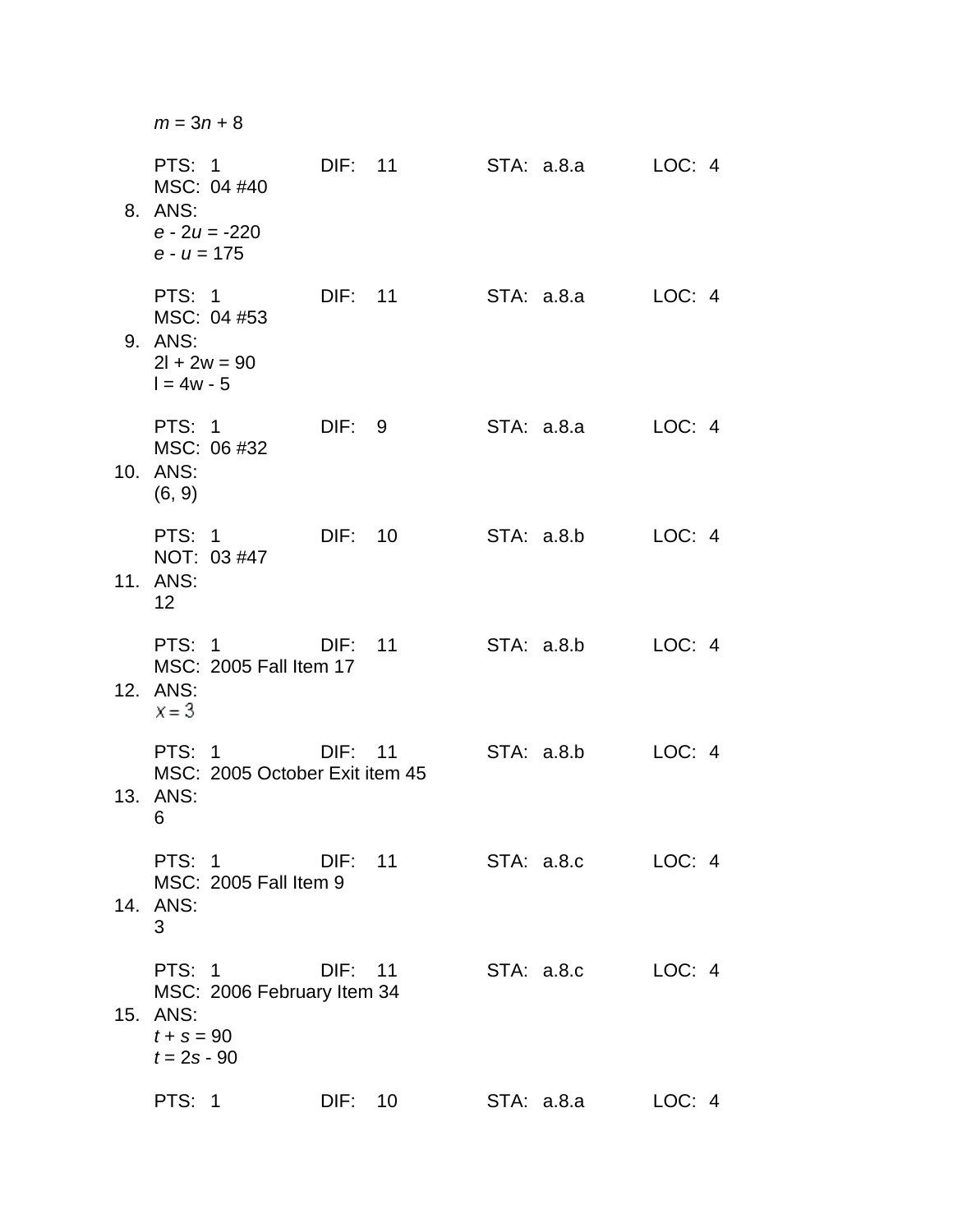$m = 3n + 8$

PTS: 1 DIF: 11 STA: a.8.a LOC: 4
MSC: 04 #40

8. ANS:
$e - 2u = -220$
$e - u = 175$

PTS: 1 DIF: 11 STA: a.8.a LOC: 4
MSC: 04 #53

9. ANS:
$2l + 2w = 90$
$l = 4w - 5$

PTS: 1 DIF: 9 STA: a.8.a LOC: 4
MSC: 06 #32

10. ANS:
(6, 9)

PTS: 1 DIF: 10 STA: a.8.b LOC: 4
NOT: 03 #47

11. ANS:
12

PTS: 1 DIF: 11 STA: a.8.b LOC: 4
MSC: 2005 Fall Item 17

12. ANS:
$x = 3$

PTS: 1 DIF: 11 STA: a.8.b LOC: 4
MSC: 2005 October Exit item 45

13. ANS:
6

PTS: 1 DIF: 11 STA: a.8.c LOC: 4
MSC: 2005 Fall Item 9

14. ANS:
3

PTS: 1 DIF: 11 STA: a.8.c LOC: 4
MSC: 2006 February Item 34

15. ANS:
$t + s = 90$
$t = 2s - 90$

PTS: 1 DIF: 10 STA: a.8.a LOC: 4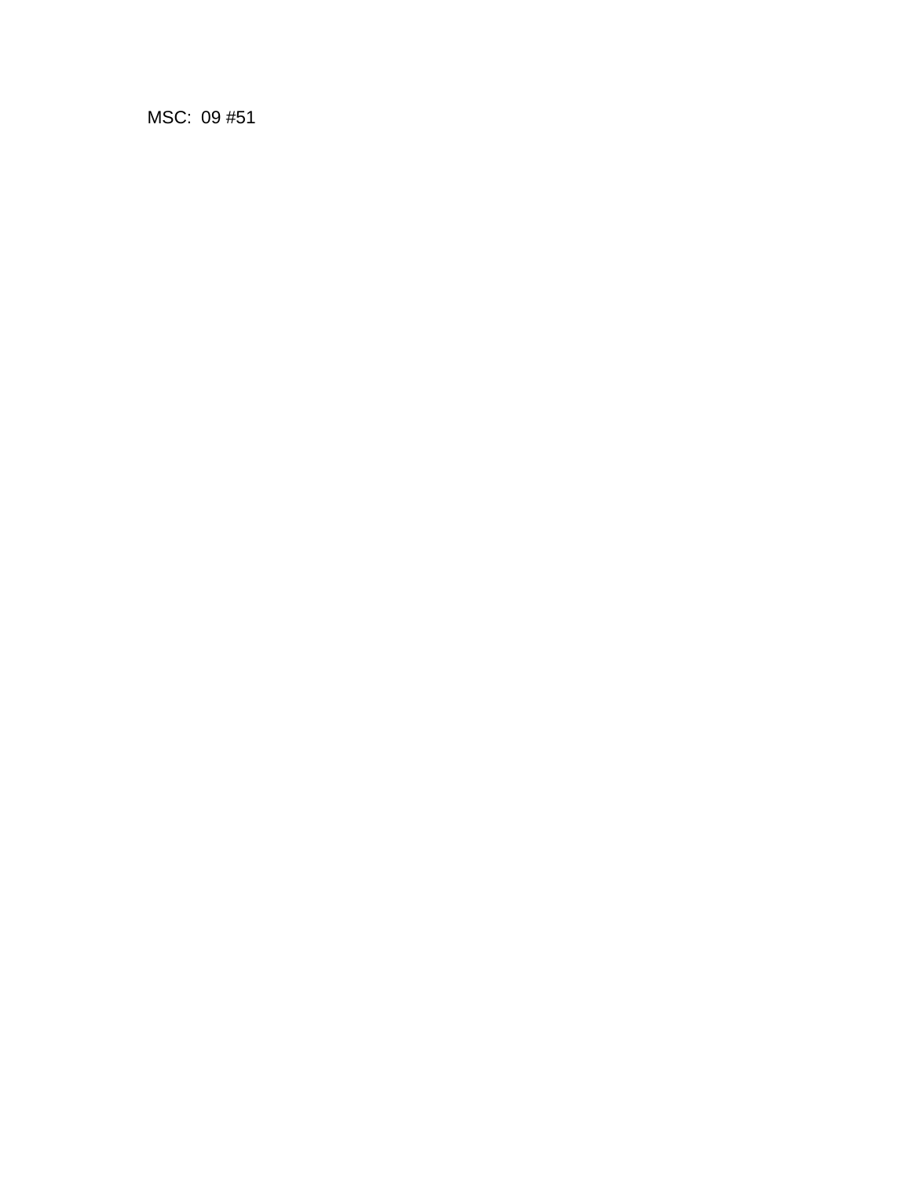MSC: 09 #51